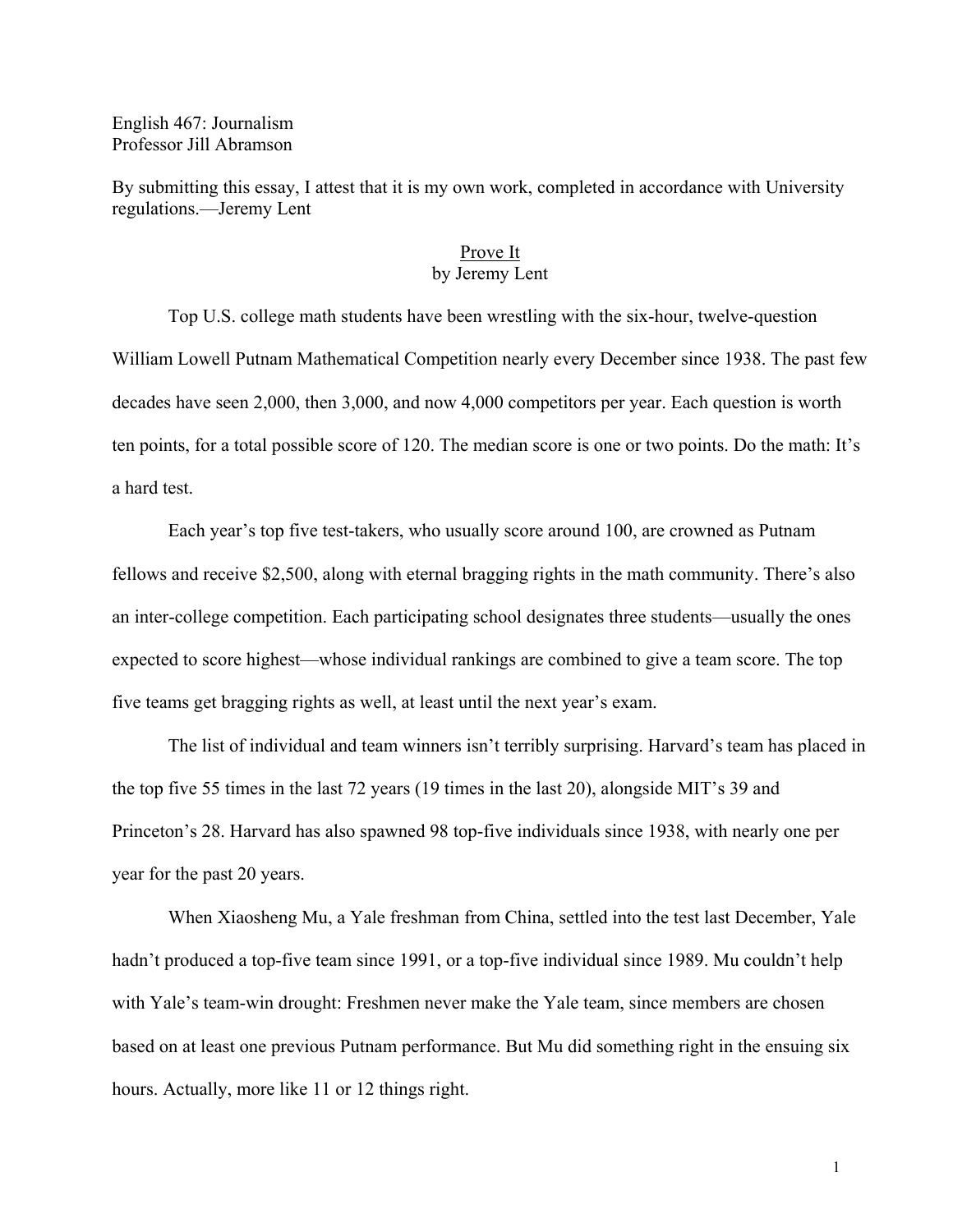English 467: Journalism
Professor Jill Abramson

By submitting this essay, I attest that it is my own work, completed in accordance with University regulations.—Jeremy Lent

# Prove It

by Jeremy Lent

Top U.S. college math students have been wrestling with the six-hour, twelve-question William Lowell Putnam Mathematical Competition nearly every December since 1938. The past few decades have seen 2,000, then 3,000, and now 4,000 competitors per year. Each question is worth ten points, for a total possible score of 120. The median score is one or two points. Do the math: It's a hard test.

Each year's top five test-takers, who usually score around 100, are crowned as Putnam fellows and receive $2,500, along with eternal bragging rights in the math community. There's also an inter-college competition. Each participating school designates three students—usually the ones expected to score highest—whose individual rankings are combined to give a team score. The top five teams get bragging rights as well, at least until the next year's exam.

The list of individual and team winners isn't terribly surprising. Harvard's team has placed in the top five 55 times in the last 72 years (19 times in the last 20), alongside MIT's 39 and Princeton's 28. Harvard has also spawned 98 top-five individuals since 1938, with nearly one per year for the past 20 years.

When Xiaosheng Mu, a Yale freshman from China, settled into the test last December, Yale hadn't produced a top-five team since 1991, or a top-five individual since 1989. Mu couldn't help with Yale's team-win drought: Freshmen never make the Yale team, since members are chosen based on at least one previous Putnam performance. But Mu did something right in the ensuing six hours. Actually, more like 11 or 12 things right.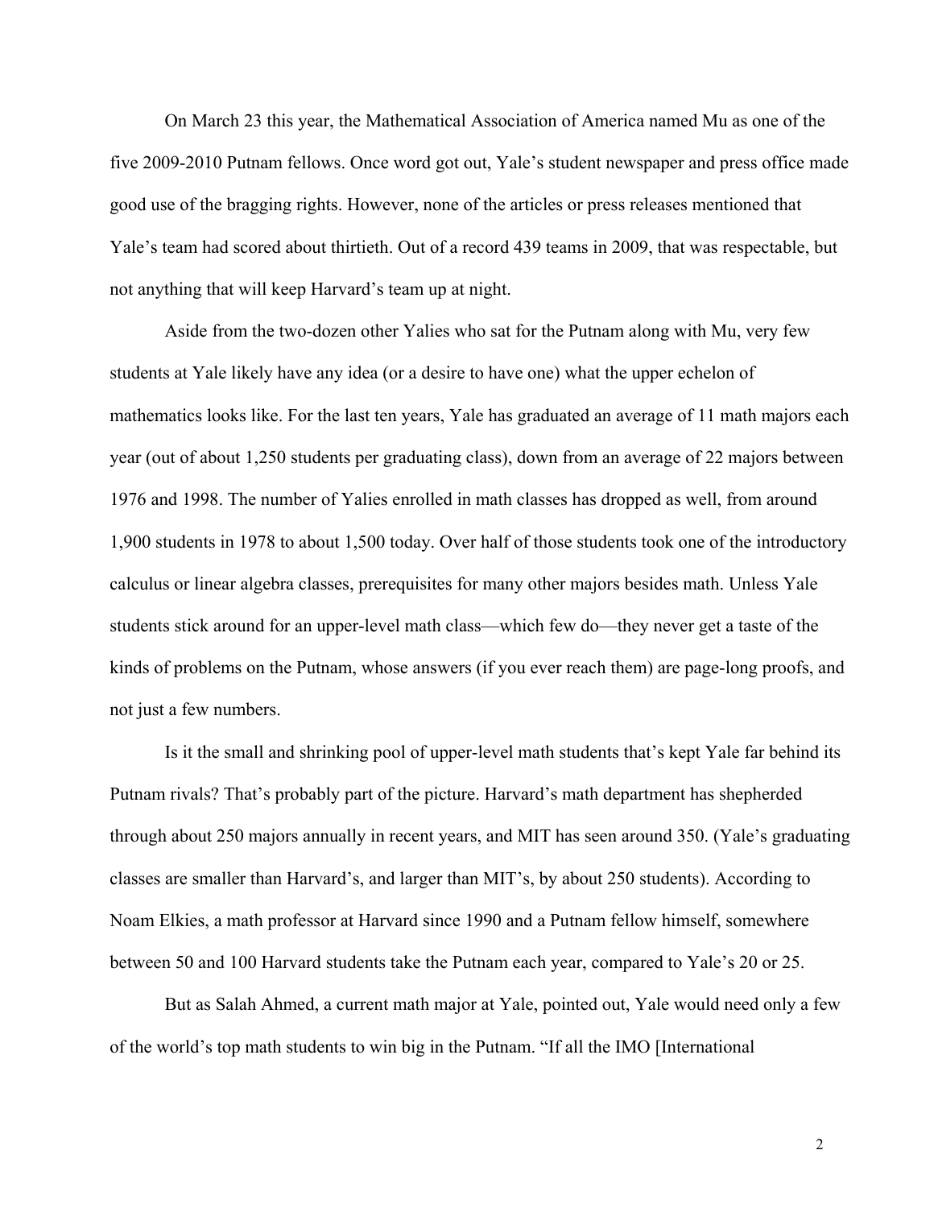On March 23 this year, the Mathematical Association of America named Mu as one of the five 2009-2010 Putnam fellows. Once word got out, Yale's student newspaper and press office made good use of the bragging rights. However, none of the articles or press releases mentioned that Yale's team had scored about thirtieth. Out of a record 439 teams in 2009, that was respectable, but not anything that will keep Harvard's team up at night.

Aside from the two-dozen other Yalies who sat for the Putnam along with Mu, very few students at Yale likely have any idea (or a desire to have one) what the upper echelon of mathematics looks like. For the last ten years, Yale has graduated an average of 11 math majors each year (out of about 1,250 students per graduating class), down from an average of 22 majors between 1976 and 1998. The number of Yalies enrolled in math classes has dropped as well, from around 1,900 students in 1978 to about 1,500 today. Over half of those students took one of the introductory calculus or linear algebra classes, prerequisites for many other majors besides math. Unless Yale students stick around for an upper-level math class—which few do—they never get a taste of the kinds of problems on the Putnam, whose answers (if you ever reach them) are page-long proofs, and not just a few numbers.

Is it the small and shrinking pool of upper-level math students that's kept Yale far behind its Putnam rivals? That's probably part of the picture. Harvard's math department has shepherded through about 250 majors annually in recent years, and MIT has seen around 350. (Yale's graduating classes are smaller than Harvard's, and larger than MIT's, by about 250 students). According to Noam Elkies, a math professor at Harvard since 1990 and a Putnam fellow himself, somewhere between 50 and 100 Harvard students take the Putnam each year, compared to Yale's 20 or 25.

But as Salah Ahmed, a current math major at Yale, pointed out, Yale would need only a few of the world's top math students to win big in the Putnam. "If all the IMO [International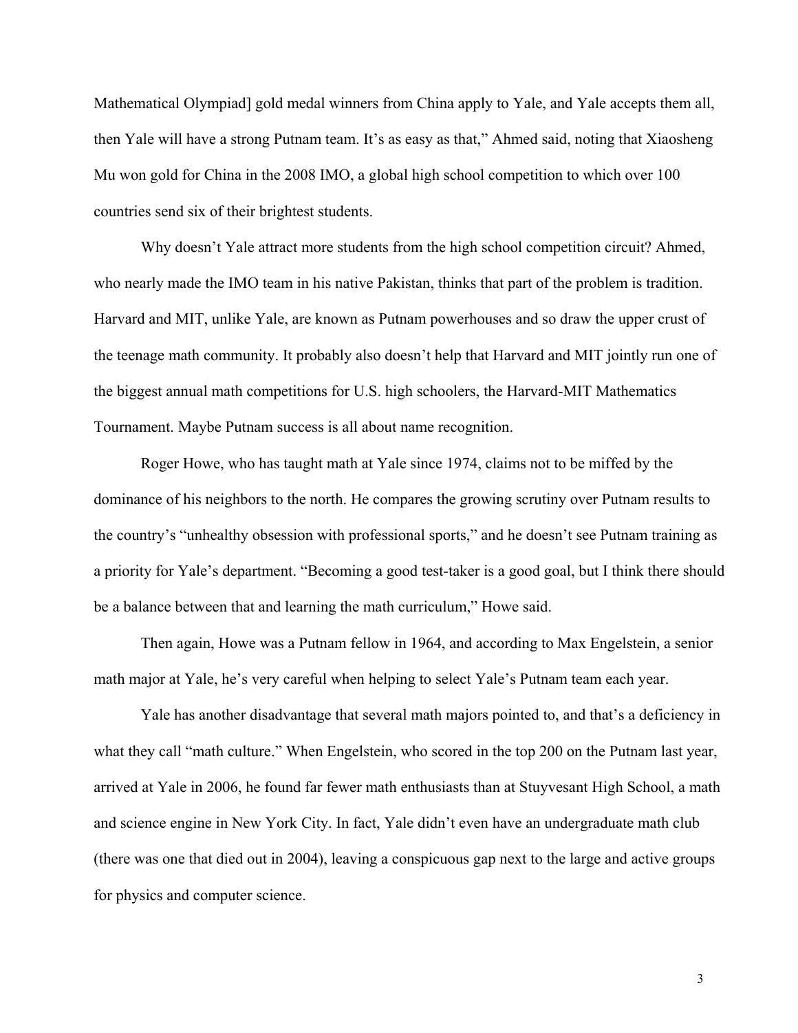Mathematical Olympiad] gold medal winners from China apply to Yale, and Yale accepts them all, then Yale will have a strong Putnam team. It's as easy as that," Ahmed said, noting that Xiaosheng Mu won gold for China in the 2008 IMO, a global high school competition to which over 100 countries send six of their brightest students.

Why doesn't Yale attract more students from the high school competition circuit? Ahmed, who nearly made the IMO team in his native Pakistan, thinks that part of the problem is tradition. Harvard and MIT, unlike Yale, are known as Putnam powerhouses and so draw the upper crust of the teenage math community. It probably also doesn't help that Harvard and MIT jointly run one of the biggest annual math competitions for U.S. high schoolers, the Harvard-MIT Mathematics Tournament. Maybe Putnam success is all about name recognition.

Roger Howe, who has taught math at Yale since 1974, claims not to be miffed by the dominance of his neighbors to the north. He compares the growing scrutiny over Putnam results to the country's "unhealthy obsession with professional sports," and he doesn't see Putnam training as a priority for Yale's department. "Becoming a good test-taker is a good goal, but I think there should be a balance between that and learning the math curriculum," Howe said.

Then again, Howe was a Putnam fellow in 1964, and according to Max Engelstein, a senior math major at Yale, he's very careful when helping to select Yale's Putnam team each year.

Yale has another disadvantage that several math majors pointed to, and that's a deficiency in what they call "math culture." When Engelstein, who scored in the top 200 on the Putnam last year, arrived at Yale in 2006, he found far fewer math enthusiasts than at Stuyvesant High School, a math and science engine in New York City. In fact, Yale didn't even have an undergraduate math club (there was one that died out in 2004), leaving a conspicuous gap next to the large and active groups for physics and computer science.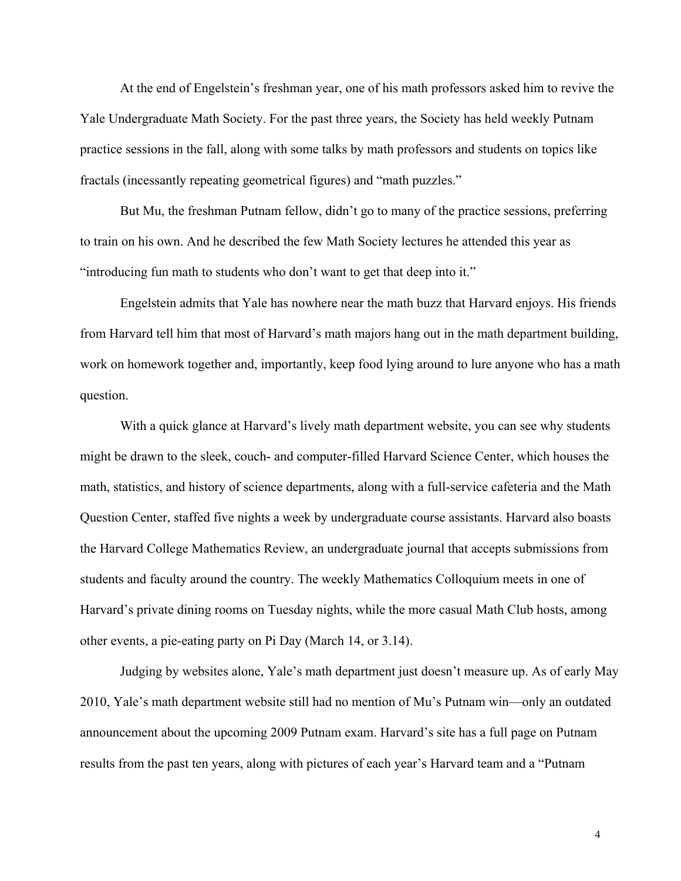At the end of Engelstein's freshman year, one of his math professors asked him to revive the Yale Undergraduate Math Society. For the past three years, the Society has held weekly Putnam practice sessions in the fall, along with some talks by math professors and students on topics like fractals (incessantly repeating geometrical figures) and "math puzzles."

But Mu, the freshman Putnam fellow, didn't go to many of the practice sessions, preferring to train on his own. And he described the few Math Society lectures he attended this year as "introducing fun math to students who don't want to get that deep into it."

Engelstein admits that Yale has nowhere near the math buzz that Harvard enjoys. His friends from Harvard tell him that most of Harvard's math majors hang out in the math department building, work on homework together and, importantly, keep food lying around to lure anyone who has a math question.

With a quick glance at Harvard's lively math department website, you can see why students might be drawn to the sleek, couch- and computer-filled Harvard Science Center, which houses the math, statistics, and history of science departments, along with a full-service cafeteria and the Math Question Center, staffed five nights a week by undergraduate course assistants. Harvard also boasts the Harvard College Mathematics Review, an undergraduate journal that accepts submissions from students and faculty around the country. The weekly Mathematics Colloquium meets in one of Harvard's private dining rooms on Tuesday nights, while the more casual Math Club hosts, among other events, a pie-eating party on Pi Day (March 14, or 3.14).

Judging by websites alone, Yale's math department just doesn't measure up. As of early May 2010, Yale's math department website still had no mention of Mu's Putnam win—only an outdated announcement about the upcoming 2009 Putnam exam. Harvard's site has a full page on Putnam results from the past ten years, along with pictures of each year's Harvard team and a "Putnam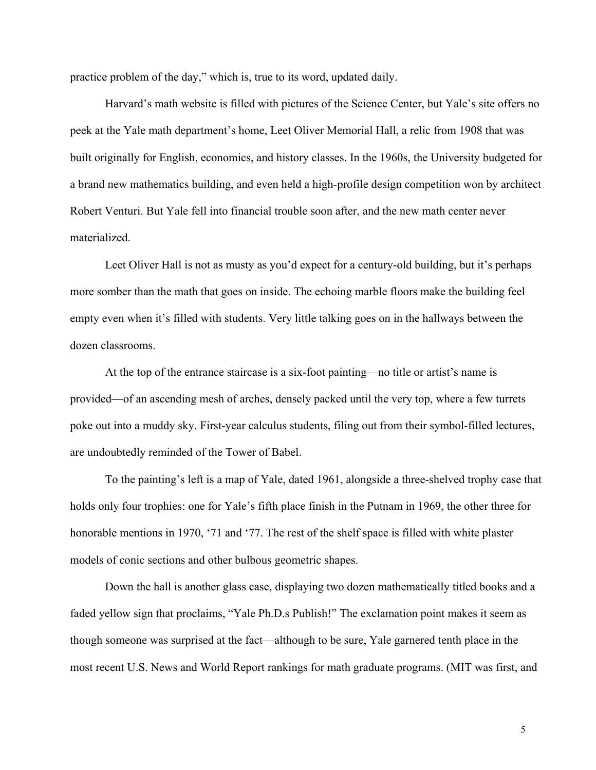practice problem of the day," which is, true to its word, updated daily.

Harvard's math website is filled with pictures of the Science Center, but Yale's site offers no peek at the Yale math department's home, Leet Oliver Memorial Hall, a relic from 1908 that was built originally for English, economics, and history classes. In the 1960s, the University budgeted for a brand new mathematics building, and even held a high-profile design competition won by architect Robert Venturi. But Yale fell into financial trouble soon after, and the new math center never materialized.

Leet Oliver Hall is not as musty as you'd expect for a century-old building, but it's perhaps more somber than the math that goes on inside. The echoing marble floors make the building feel empty even when it's filled with students. Very little talking goes on in the hallways between the dozen classrooms.

At the top of the entrance staircase is a six-foot painting—no title or artist's name is provided—of an ascending mesh of arches, densely packed until the very top, where a few turrets poke out into a muddy sky. First-year calculus students, filing out from their symbol-filled lectures, are undoubtedly reminded of the Tower of Babel.

To the painting's left is a map of Yale, dated 1961, alongside a three-shelved trophy case that holds only four trophies: one for Yale's fifth place finish in the Putnam in 1969, the other three for honorable mentions in 1970, '71 and '77. The rest of the shelf space is filled with white plaster models of conic sections and other bulbous geometric shapes.

Down the hall is another glass case, displaying two dozen mathematically titled books and a faded yellow sign that proclaims, "Yale Ph.D.s Publish!" The exclamation point makes it seem as though someone was surprised at the fact—although to be sure, Yale garnered tenth place in the most recent U.S. News and World Report rankings for math graduate programs. (MIT was first, and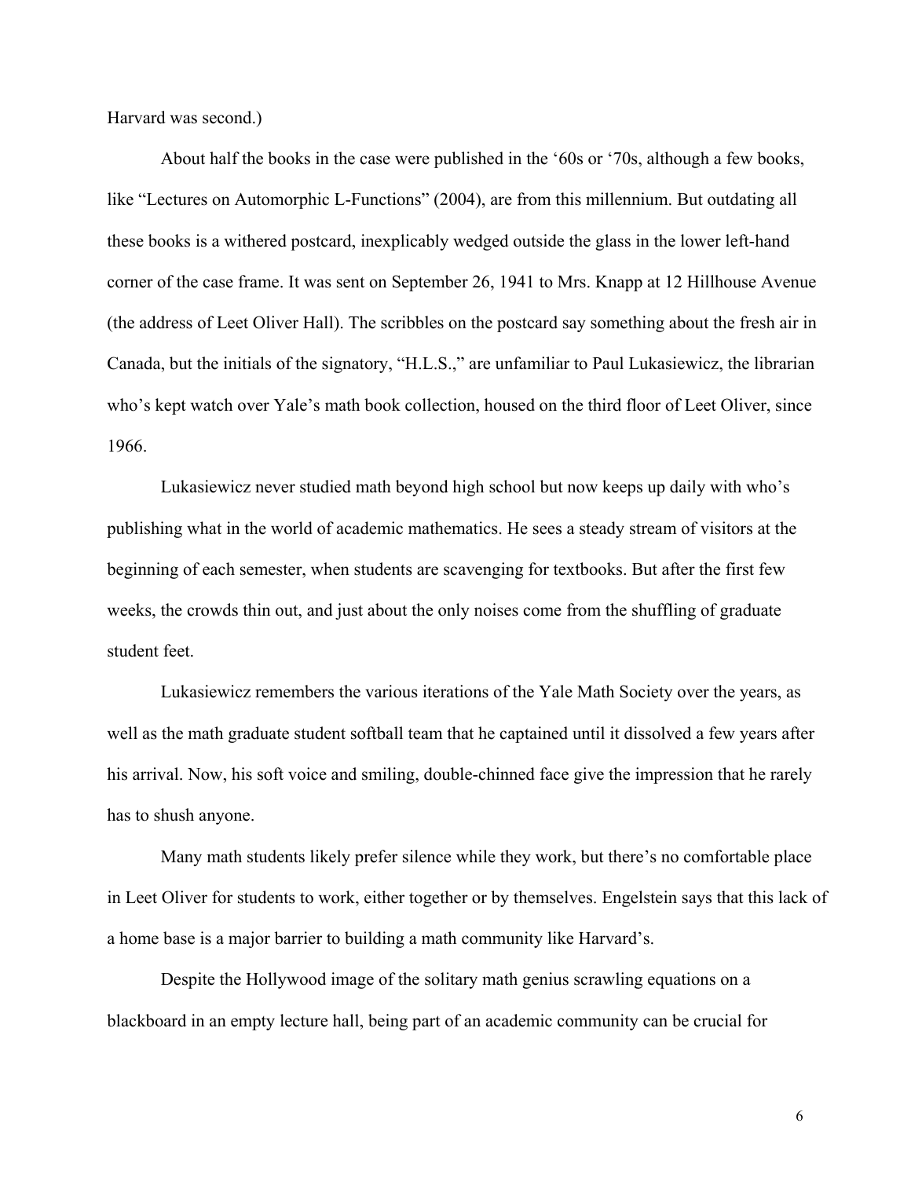Harvard was second.)

About half the books in the case were published in the ‘60s or ‘70s, although a few books, like “Lectures on Automorphic L-Functions” (2004), are from this millennium. But outdating all these books is a withered postcard, inexplicably wedged outside the glass in the lower left-hand corner of the case frame. It was sent on September 26, 1941 to Mrs. Knapp at 12 Hillhouse Avenue (the address of Leet Oliver Hall). The scribbles on the postcard say something about the fresh air in Canada, but the initials of the signatory, “H.L.S.,” are unfamiliar to Paul Lukasiewicz, the librarian who’s kept watch over Yale’s math book collection, housed on the third floor of Leet Oliver, since 1966.

Lukasiewicz never studied math beyond high school but now keeps up daily with who’s publishing what in the world of academic mathematics. He sees a steady stream of visitors at the beginning of each semester, when students are scavenging for textbooks. But after the first few weeks, the crowds thin out, and just about the only noises come from the shuffling of graduate student feet.

Lukasiewicz remembers the various iterations of the Yale Math Society over the years, as well as the math graduate student softball team that he captained until it dissolved a few years after his arrival. Now, his soft voice and smiling, double-chinned face give the impression that he rarely has to shush anyone.

Many math students likely prefer silence while they work, but there’s no comfortable place in Leet Oliver for students to work, either together or by themselves. Engelstein says that this lack of a home base is a major barrier to building a math community like Harvard’s.

Despite the Hollywood image of the solitary math genius scrawling equations on a blackboard in an empty lecture hall, being part of an academic community can be crucial for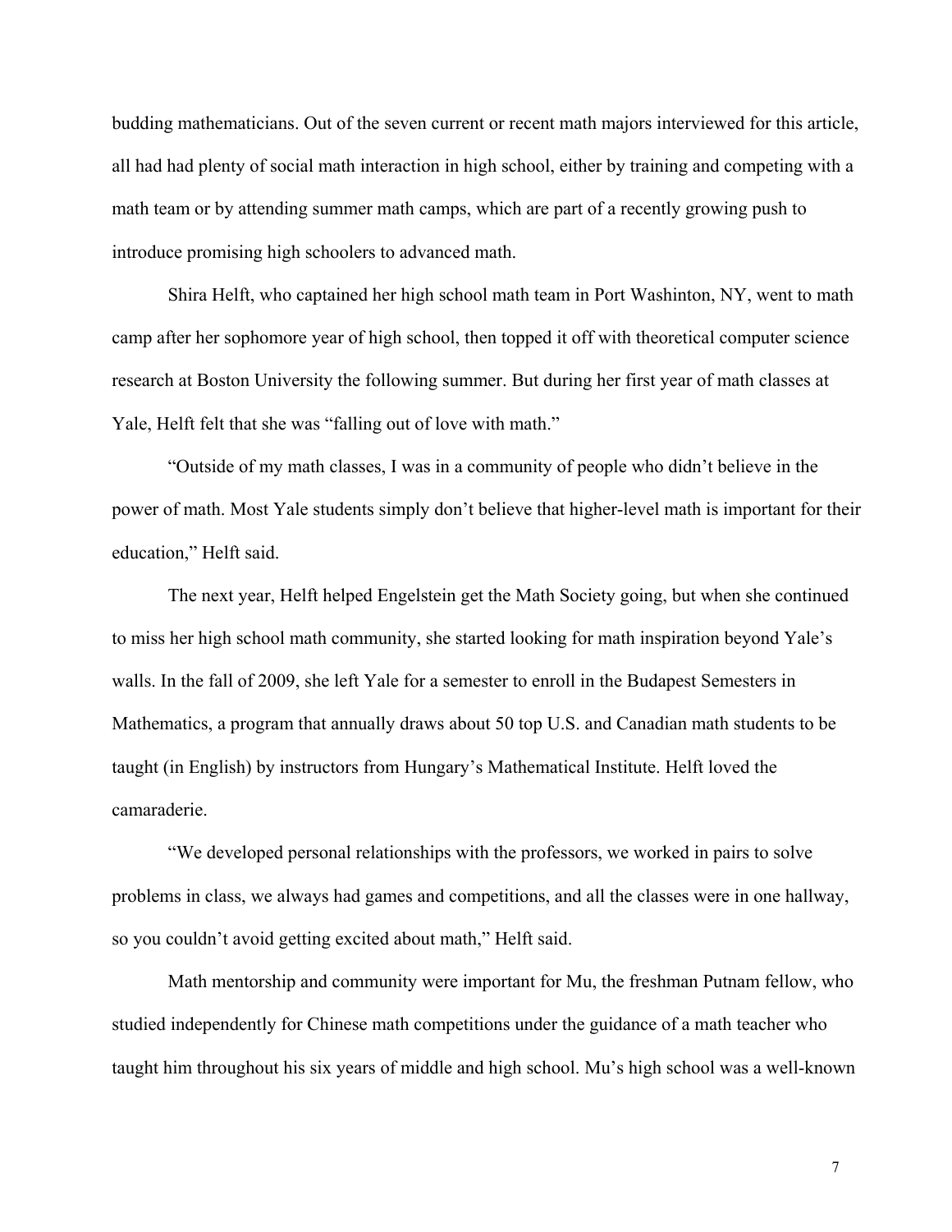budding mathematicians. Out of the seven current or recent math majors interviewed for this article, all had had plenty of social math interaction in high school, either by training and competing with a math team or by attending summer math camps, which are part of a recently growing push to introduce promising high schoolers to advanced math.

Shira Helft, who captained her high school math team in Port Washinton, NY, went to math camp after her sophomore year of high school, then topped it off with theoretical computer science research at Boston University the following summer. But during her first year of math classes at Yale, Helft felt that she was "falling out of love with math."

"Outside of my math classes, I was in a community of people who didn't believe in the power of math. Most Yale students simply don't believe that higher-level math is important for their education," Helft said.

The next year, Helft helped Engelstein get the Math Society going, but when she continued to miss her high school math community, she started looking for math inspiration beyond Yale's walls. In the fall of 2009, she left Yale for a semester to enroll in the Budapest Semesters in Mathematics, a program that annually draws about 50 top U.S. and Canadian math students to be taught (in English) by instructors from Hungary's Mathematical Institute. Helft loved the camaraderie.

"We developed personal relationships with the professors, we worked in pairs to solve problems in class, we always had games and competitions, and all the classes were in one hallway, so you couldn't avoid getting excited about math," Helft said.

Math mentorship and community were important for Mu, the freshman Putnam fellow, who studied independently for Chinese math competitions under the guidance of a math teacher who taught him throughout his six years of middle and high school. Mu's high school was a well-known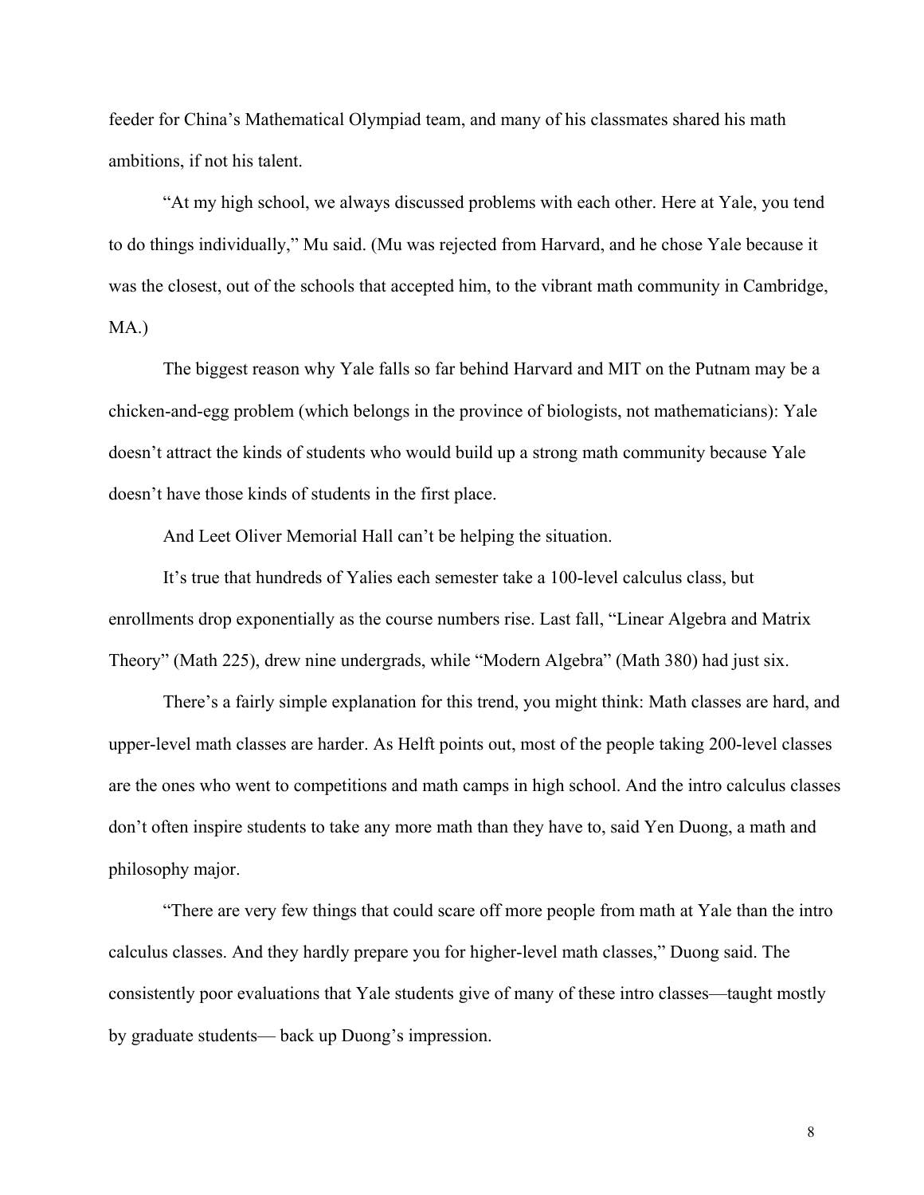feeder for China's Mathematical Olympiad team, and many of his classmates shared his math ambitions, if not his talent.

"At my high school, we always discussed problems with each other. Here at Yale, you tend to do things individually," Mu said. (Mu was rejected from Harvard, and he chose Yale because it was the closest, out of the schools that accepted him, to the vibrant math community in Cambridge, MA.)

The biggest reason why Yale falls so far behind Harvard and MIT on the Putnam may be a chicken-and-egg problem (which belongs in the province of biologists, not mathematicians): Yale doesn't attract the kinds of students who would build up a strong math community because Yale doesn't have those kinds of students in the first place.

And Leet Oliver Memorial Hall can't be helping the situation.

It's true that hundreds of Yalies each semester take a 100-level calculus class, but enrollments drop exponentially as the course numbers rise. Last fall, "Linear Algebra and Matrix Theory" (Math 225), drew nine undergrads, while "Modern Algebra" (Math 380) had just six.

There's a fairly simple explanation for this trend, you might think: Math classes are hard, and upper-level math classes are harder. As Helft points out, most of the people taking 200-level classes are the ones who went to competitions and math camps in high school. And the intro calculus classes don't often inspire students to take any more math than they have to, said Yen Duong, a math and philosophy major.

"There are very few things that could scare off more people from math at Yale than the intro calculus classes. And they hardly prepare you for higher-level math classes," Duong said. The consistently poor evaluations that Yale students give of many of these intro classes—taught mostly by graduate students— back up Duong's impression.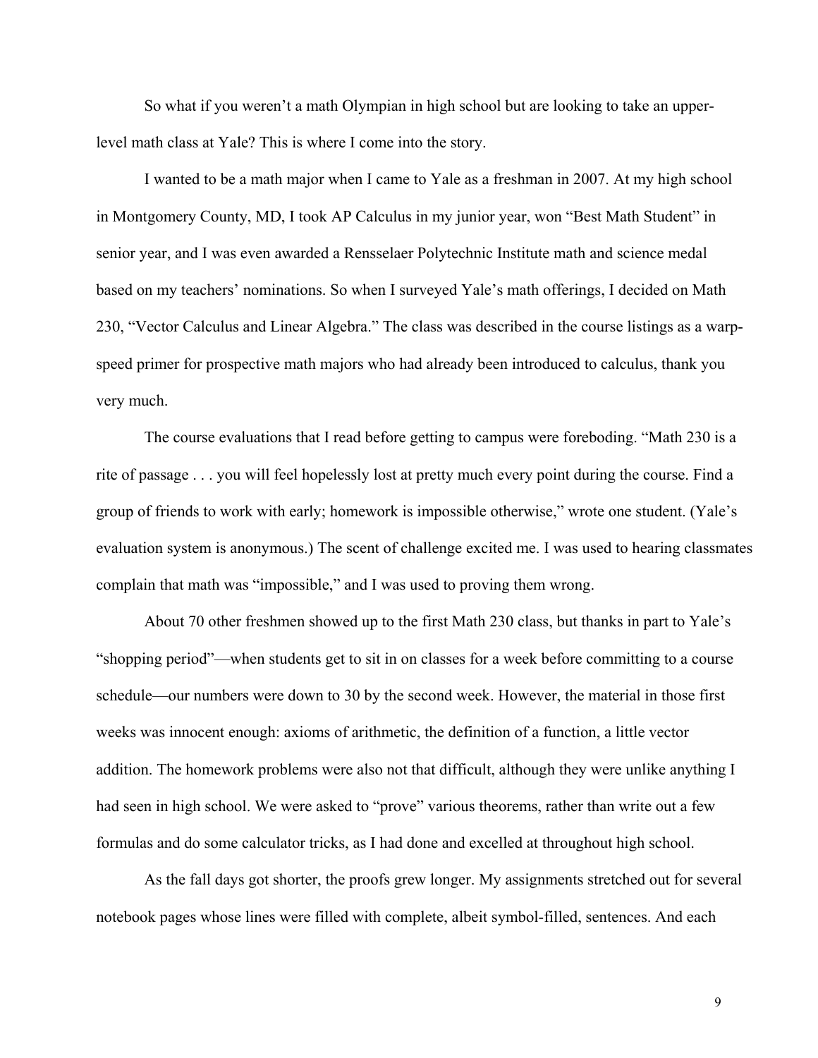So what if you weren't a math Olympian in high school but are looking to take an upper-level math class at Yale? This is where I come into the story.

I wanted to be a math major when I came to Yale as a freshman in 2007. At my high school in Montgomery County, MD, I took AP Calculus in my junior year, won "Best Math Student" in senior year, and I was even awarded a Rensselaer Polytechnic Institute math and science medal based on my teachers' nominations. So when I surveyed Yale's math offerings, I decided on Math 230, "Vector Calculus and Linear Algebra." The class was described in the course listings as a warp-speed primer for prospective math majors who had already been introduced to calculus, thank you very much.

The course evaluations that I read before getting to campus were foreboding. "Math 230 is a rite of passage . . . you will feel hopelessly lost at pretty much every point during the course. Find a group of friends to work with early; homework is impossible otherwise," wrote one student. (Yale's evaluation system is anonymous.) The scent of challenge excited me. I was used to hearing classmates complain that math was "impossible," and I was used to proving them wrong.

About 70 other freshmen showed up to the first Math 230 class, but thanks in part to Yale's "shopping period"—when students get to sit in on classes for a week before committing to a course schedule—our numbers were down to 30 by the second week. However, the material in those first weeks was innocent enough: axioms of arithmetic, the definition of a function, a little vector addition. The homework problems were also not that difficult, although they were unlike anything I had seen in high school. We were asked to "prove" various theorems, rather than write out a few formulas and do some calculator tricks, as I had done and excelled at throughout high school.

As the fall days got shorter, the proofs grew longer. My assignments stretched out for several notebook pages whose lines were filled with complete, albeit symbol-filled, sentences. And each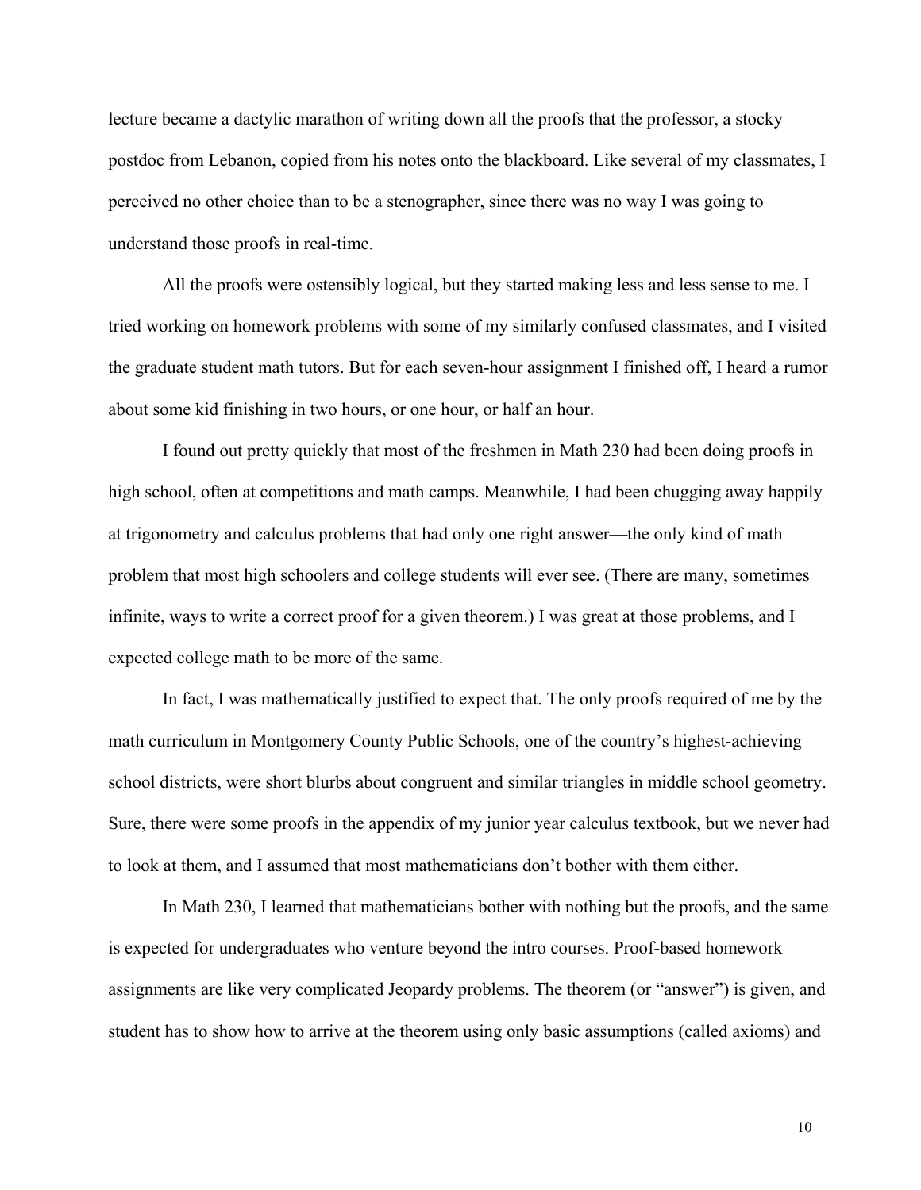lecture became a dactylic marathon of writing down all the proofs that the professor, a stocky postdoc from Lebanon, copied from his notes onto the blackboard. Like several of my classmates, I perceived no other choice than to be a stenographer, since there was no way I was going to understand those proofs in real-time.

All the proofs were ostensibly logical, but they started making less and less sense to me. I tried working on homework problems with some of my similarly confused classmates, and I visited the graduate student math tutors. But for each seven-hour assignment I finished off, I heard a rumor about some kid finishing in two hours, or one hour, or half an hour.

I found out pretty quickly that most of the freshmen in Math 230 had been doing proofs in high school, often at competitions and math camps. Meanwhile, I had been chugging away happily at trigonometry and calculus problems that had only one right answer—the only kind of math problem that most high schoolers and college students will ever see. (There are many, sometimes infinite, ways to write a correct proof for a given theorem.) I was great at those problems, and I expected college math to be more of the same.

In fact, I was mathematically justified to expect that. The only proofs required of me by the math curriculum in Montgomery County Public Schools, one of the country's highest-achieving school districts, were short blurbs about congruent and similar triangles in middle school geometry. Sure, there were some proofs in the appendix of my junior year calculus textbook, but we never had to look at them, and I assumed that most mathematicians don't bother with them either.

In Math 230, I learned that mathematicians bother with nothing but the proofs, and the same is expected for undergraduates who venture beyond the intro courses. Proof-based homework assignments are like very complicated Jeopardy problems. The theorem (or "answer") is given, and student has to show how to arrive at the theorem using only basic assumptions (called axioms) and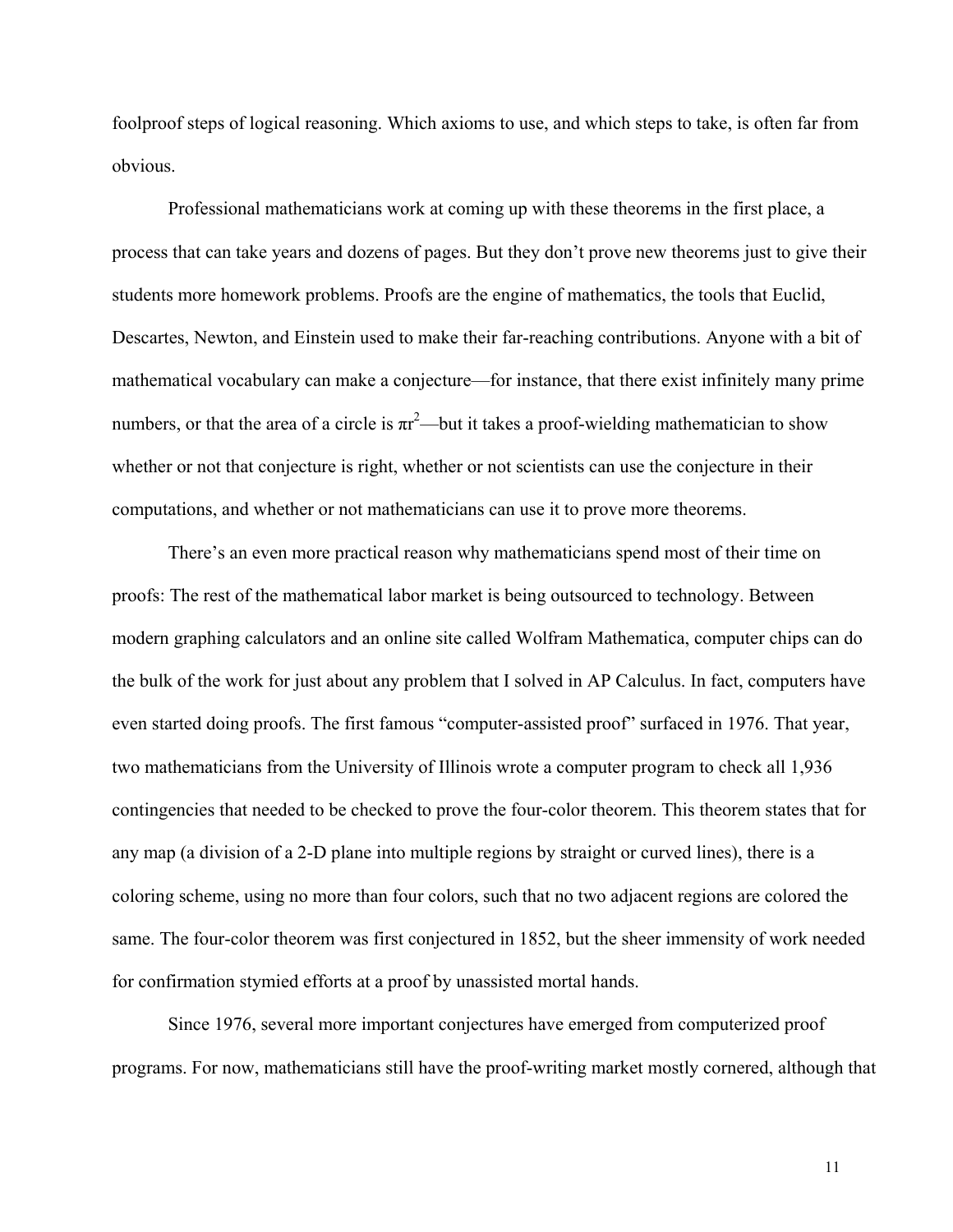foolproof steps of logical reasoning. Which axioms to use, and which steps to take, is often far from obvious.

Professional mathematicians work at coming up with these theorems in the first place, a process that can take years and dozens of pages. But they don't prove new theorems just to give their students more homework problems. Proofs are the engine of mathematics, the tools that Euclid, Descartes, Newton, and Einstein used to make their far-reaching contributions. Anyone with a bit of mathematical vocabulary can make a conjecture—for instance, that there exist infinitely many prime numbers, or that the area of a circle is $\pi r^2$—but it takes a proof-wielding mathematician to show whether or not that conjecture is right, whether or not scientists can use the conjecture in their computations, and whether or not mathematicians can use it to prove more theorems.

There's an even more practical reason why mathematicians spend most of their time on proofs: The rest of the mathematical labor market is being outsourced to technology. Between modern graphing calculators and an online site called Wolfram Mathematica, computer chips can do the bulk of the work for just about any problem that I solved in AP Calculus. In fact, computers have even started doing proofs. The first famous "computer-assisted proof" surfaced in 1976. That year, two mathematicians from the University of Illinois wrote a computer program to check all 1,936 contingencies that needed to be checked to prove the four-color theorem. This theorem states that for any map (a division of a 2-D plane into multiple regions by straight or curved lines), there is a coloring scheme, using no more than four colors, such that no two adjacent regions are colored the same. The four-color theorem was first conjectured in 1852, but the sheer immensity of work needed for confirmation stymied efforts at a proof by unassisted mortal hands.

Since 1976, several more important conjectures have emerged from computerized proof programs. For now, mathematicians still have the proof-writing market mostly cornered, although that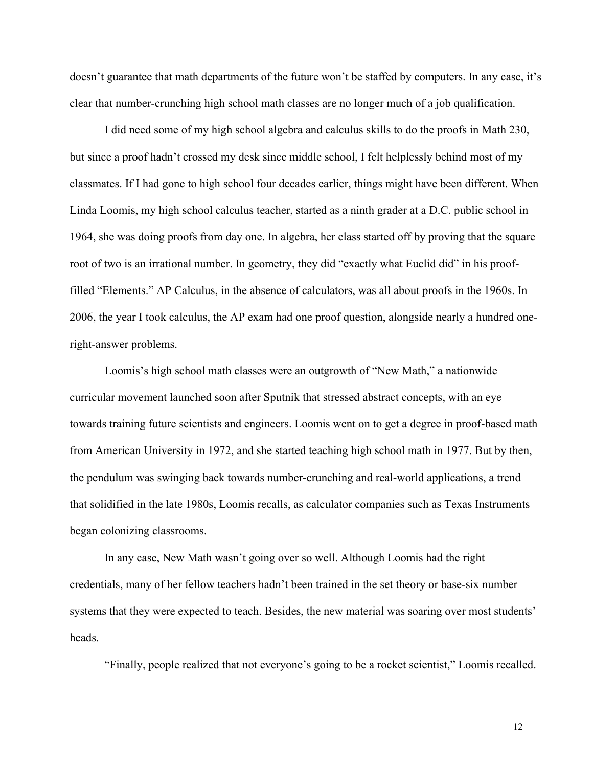doesn't guarantee that math departments of the future won't be staffed by computers. In any case, it's clear that number-crunching high school math classes are no longer much of a job qualification.

I did need some of my high school algebra and calculus skills to do the proofs in Math 230, but since a proof hadn't crossed my desk since middle school, I felt helplessly behind most of my classmates. If I had gone to high school four decades earlier, things might have been different. When Linda Loomis, my high school calculus teacher, started as a ninth grader at a D.C. public school in 1964, she was doing proofs from day one. In algebra, her class started off by proving that the square root of two is an irrational number. In geometry, they did "exactly what Euclid did" in his proof-filled "Elements." AP Calculus, in the absence of calculators, was all about proofs in the 1960s. In 2006, the year I took calculus, the AP exam had one proof question, alongside nearly a hundred one-right-answer problems.

Loomis's high school math classes were an outgrowth of "New Math," a nationwide curricular movement launched soon after Sputnik that stressed abstract concepts, with an eye towards training future scientists and engineers. Loomis went on to get a degree in proof-based math from American University in 1972, and she started teaching high school math in 1977. But by then, the pendulum was swinging back towards number-crunching and real-world applications, a trend that solidified in the late 1980s, Loomis recalls, as calculator companies such as Texas Instruments began colonizing classrooms.

In any case, New Math wasn't going over so well. Although Loomis had the right credentials, many of her fellow teachers hadn't been trained in the set theory or base-six number systems that they were expected to teach. Besides, the new material was soaring over most students' heads.

"Finally, people realized that not everyone's going to be a rocket scientist," Loomis recalled.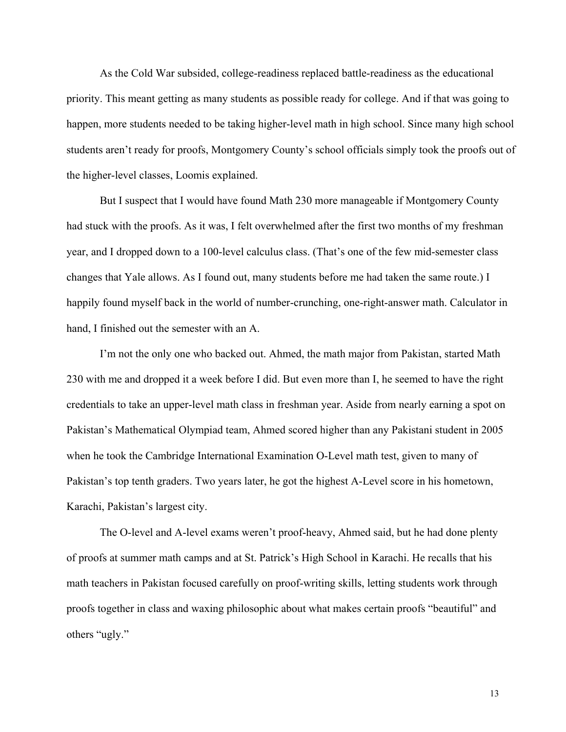As the Cold War subsided, college-readiness replaced battle-readiness as the educational priority. This meant getting as many students as possible ready for college. And if that was going to happen, more students needed to be taking higher-level math in high school. Since many high school students aren't ready for proofs, Montgomery County's school officials simply took the proofs out of the higher-level classes, Loomis explained.

But I suspect that I would have found Math 230 more manageable if Montgomery County had stuck with the proofs. As it was, I felt overwhelmed after the first two months of my freshman year, and I dropped down to a 100-level calculus class. (That's one of the few mid-semester class changes that Yale allows. As I found out, many students before me had taken the same route.) I happily found myself back in the world of number-crunching, one-right-answer math. Calculator in hand, I finished out the semester with an A.

I'm not the only one who backed out. Ahmed, the math major from Pakistan, started Math 230 with me and dropped it a week before I did. But even more than I, he seemed to have the right credentials to take an upper-level math class in freshman year. Aside from nearly earning a spot on Pakistan's Mathematical Olympiad team, Ahmed scored higher than any Pakistani student in 2005 when he took the Cambridge International Examination O-Level math test, given to many of Pakistan's top tenth graders. Two years later, he got the highest A-Level score in his hometown, Karachi, Pakistan's largest city.

The O-level and A-level exams weren't proof-heavy, Ahmed said, but he had done plenty of proofs at summer math camps and at St. Patrick's High School in Karachi. He recalls that his math teachers in Pakistan focused carefully on proof-writing skills, letting students work through proofs together in class and waxing philosophic about what makes certain proofs "beautiful" and others "ugly."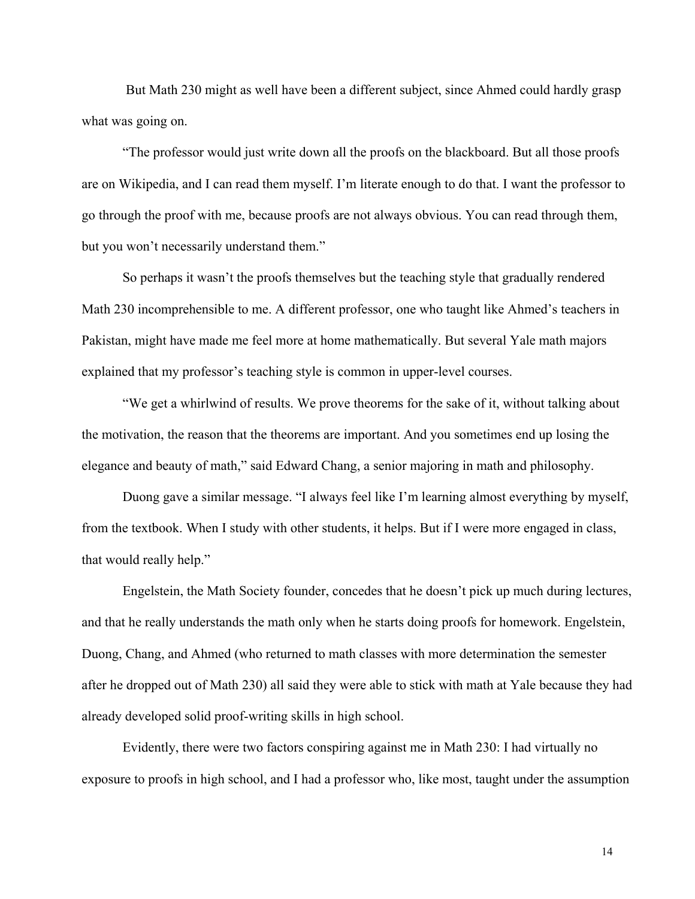But Math 230 might as well have been a different subject, since Ahmed could hardly grasp what was going on.

"The professor would just write down all the proofs on the blackboard. But all those proofs are on Wikipedia, and I can read them myself. I'm literate enough to do that. I want the professor to go through the proof with me, because proofs are not always obvious. You can read through them, but you won't necessarily understand them."

So perhaps it wasn't the proofs themselves but the teaching style that gradually rendered Math 230 incomprehensible to me. A different professor, one who taught like Ahmed's teachers in Pakistan, might have made me feel more at home mathematically. But several Yale math majors explained that my professor's teaching style is common in upper-level courses.

"We get a whirlwind of results. We prove theorems for the sake of it, without talking about the motivation, the reason that the theorems are important. And you sometimes end up losing the elegance and beauty of math," said Edward Chang, a senior majoring in math and philosophy.

Duong gave a similar message. "I always feel like I'm learning almost everything by myself, from the textbook. When I study with other students, it helps. But if I were more engaged in class, that would really help."

Engelstein, the Math Society founder, concedes that he doesn't pick up much during lectures, and that he really understands the math only when he starts doing proofs for homework. Engelstein, Duong, Chang, and Ahmed (who returned to math classes with more determination the semester after he dropped out of Math 230) all said they were able to stick with math at Yale because they had already developed solid proof-writing skills in high school.

Evidently, there were two factors conspiring against me in Math 230: I had virtually no exposure to proofs in high school, and I had a professor who, like most, taught under the assumption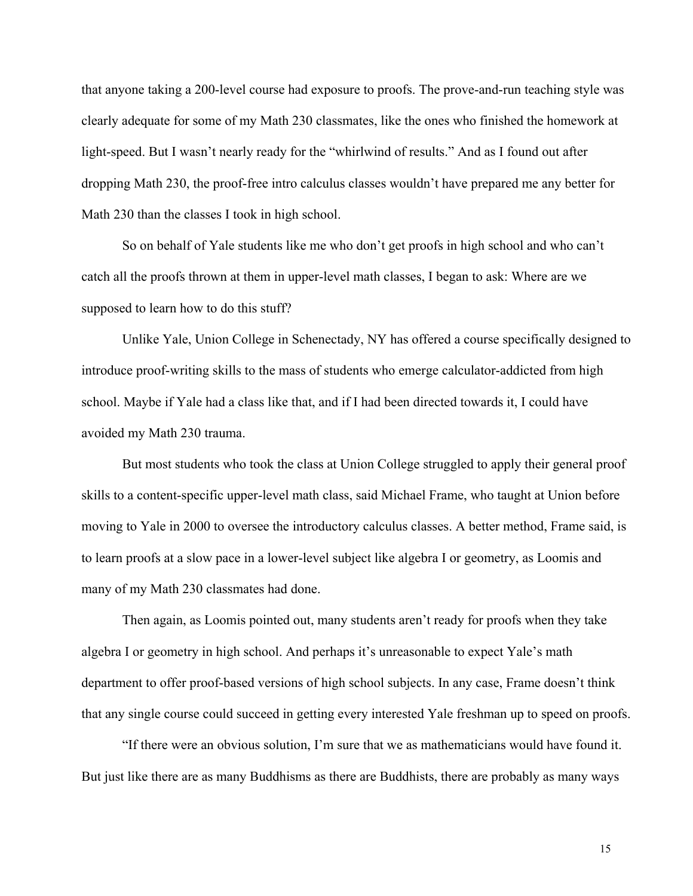that anyone taking a 200-level course had exposure to proofs. The prove-and-run teaching style was clearly adequate for some of my Math 230 classmates, like the ones who finished the homework at light-speed. But I wasn't nearly ready for the "whirlwind of results." And as I found out after dropping Math 230, the proof-free intro calculus classes wouldn't have prepared me any better for Math 230 than the classes I took in high school.

So on behalf of Yale students like me who don't get proofs in high school and who can't catch all the proofs thrown at them in upper-level math classes, I began to ask: Where are we supposed to learn how to do this stuff?

Unlike Yale, Union College in Schenectady, NY has offered a course specifically designed to introduce proof-writing skills to the mass of students who emerge calculator-addicted from high school. Maybe if Yale had a class like that, and if I had been directed towards it, I could have avoided my Math 230 trauma.

But most students who took the class at Union College struggled to apply their general proof skills to a content-specific upper-level math class, said Michael Frame, who taught at Union before moving to Yale in 2000 to oversee the introductory calculus classes. A better method, Frame said, is to learn proofs at a slow pace in a lower-level subject like algebra I or geometry, as Loomis and many of my Math 230 classmates had done.

Then again, as Loomis pointed out, many students aren't ready for proofs when they take algebra I or geometry in high school. And perhaps it's unreasonable to expect Yale's math department to offer proof-based versions of high school subjects. In any case, Frame doesn't think that any single course could succeed in getting every interested Yale freshman up to speed on proofs.

"If there were an obvious solution, I'm sure that we as mathematicians would have found it. But just like there are as many Buddhisms as there are Buddhists, there are probably as many ways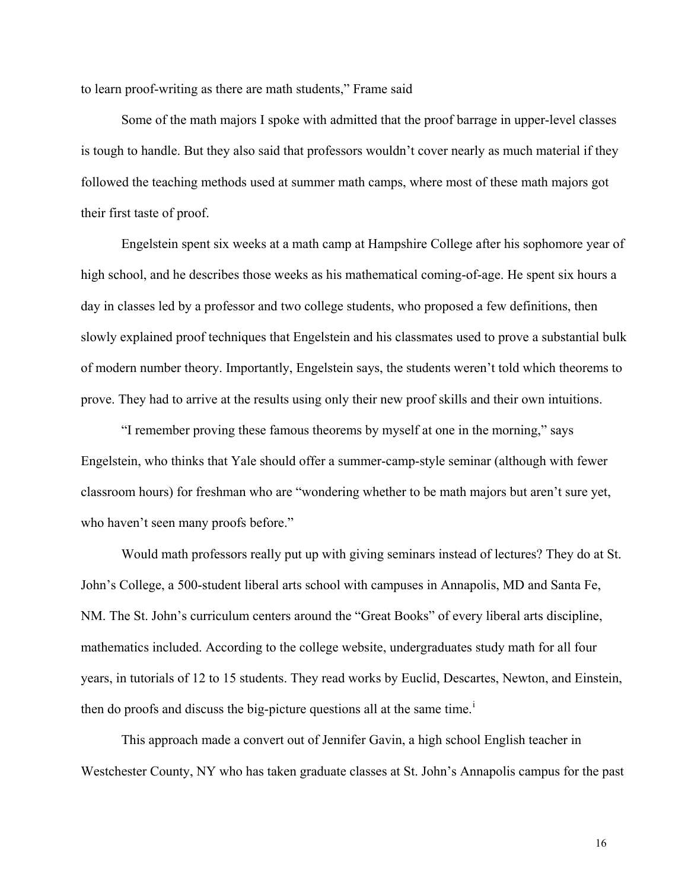to learn proof-writing as there are math students," Frame said

Some of the math majors I spoke with admitted that the proof barrage in upper-level classes is tough to handle. But they also said that professors wouldn't cover nearly as much material if they followed the teaching methods used at summer math camps, where most of these math majors got their first taste of proof.

Engelstein spent six weeks at a math camp at Hampshire College after his sophomore year of high school, and he describes those weeks as his mathematical coming-of-age. He spent six hours a day in classes led by a professor and two college students, who proposed a few definitions, then slowly explained proof techniques that Engelstein and his classmates used to prove a substantial bulk of modern number theory. Importantly, Engelstein says, the students weren't told which theorems to prove. They had to arrive at the results using only their new proof skills and their own intuitions.

"I remember proving these famous theorems by myself at one in the morning," says Engelstein, who thinks that Yale should offer a summer-camp-style seminar (although with fewer classroom hours) for freshman who are "wondering whether to be math majors but aren't sure yet, who haven't seen many proofs before."

Would math professors really put up with giving seminars instead of lectures? They do at St. John's College, a 500-student liberal arts school with campuses in Annapolis, MD and Santa Fe, NM. The St. John's curriculum centers around the "Great Books" of every liberal arts discipline, mathematics included. According to the college website, undergraduates study math for all four years, in tutorials of 12 to 15 students. They read works by Euclid, Descartes, Newton, and Einstein, then do proofs and discuss the big-picture questions all at the same time.[i]

This approach made a convert out of Jennifer Gavin, a high school English teacher in Westchester County, NY who has taken graduate classes at St. John's Annapolis campus for the past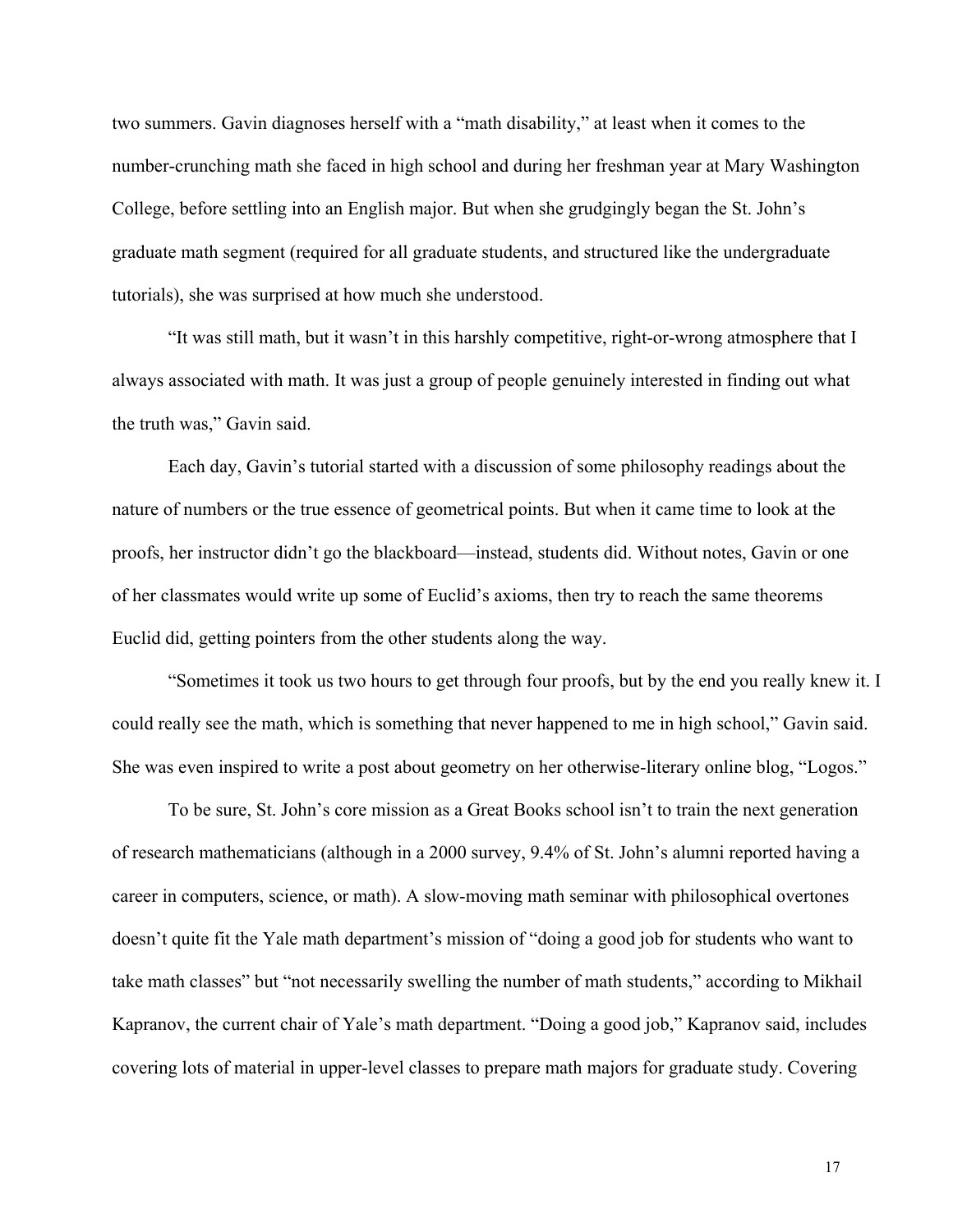two summers. Gavin diagnoses herself with a "math disability," at least when it comes to the number-crunching math she faced in high school and during her freshman year at Mary Washington College, before settling into an English major. But when she grudgingly began the St. John's graduate math segment (required for all graduate students, and structured like the undergraduate tutorials), she was surprised at how much she understood.

"It was still math, but it wasn't in this harshly competitive, right-or-wrong atmosphere that I always associated with math. It was just a group of people genuinely interested in finding out what the truth was," Gavin said.

Each day, Gavin's tutorial started with a discussion of some philosophy readings about the nature of numbers or the true essence of geometrical points. But when it came time to look at the proofs, her instructor didn't go the blackboard—instead, students did. Without notes, Gavin or one of her classmates would write up some of Euclid's axioms, then try to reach the same theorems Euclid did, getting pointers from the other students along the way.

"Sometimes it took us two hours to get through four proofs, but by the end you really knew it. I could really see the math, which is something that never happened to me in high school," Gavin said. She was even inspired to write a post about geometry on her otherwise-literary online blog, "Logos."

To be sure, St. John's core mission as a Great Books school isn't to train the next generation of research mathematicians (although in a 2000 survey, 9.4% of St. John's alumni reported having a career in computers, science, or math). A slow-moving math seminar with philosophical overtones doesn't quite fit the Yale math department's mission of "doing a good job for students who want to take math classes" but "not necessarily swelling the number of math students," according to Mikhail Kapranov, the current chair of Yale's math department. "Doing a good job," Kapranov said, includes covering lots of material in upper-level classes to prepare math majors for graduate study. Covering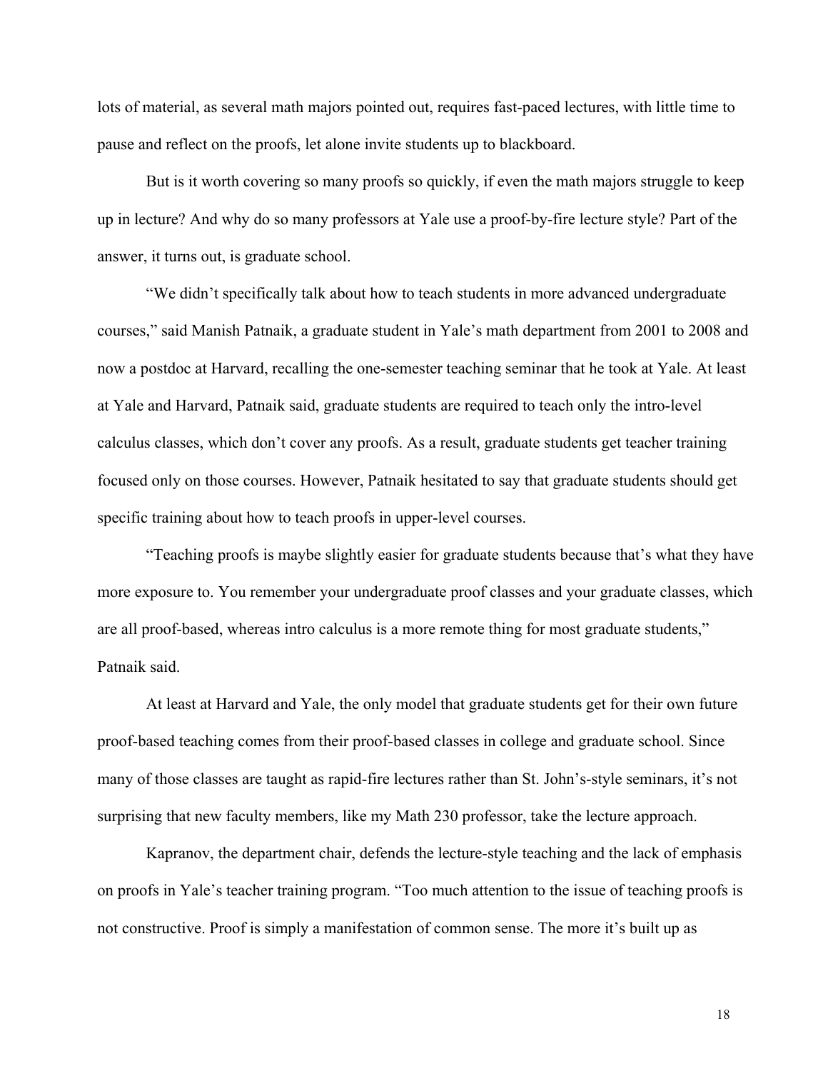lots of material, as several math majors pointed out, requires fast-paced lectures, with little time to pause and reflect on the proofs, let alone invite students up to blackboard.

But is it worth covering so many proofs so quickly, if even the math majors struggle to keep up in lecture? And why do so many professors at Yale use a proof-by-fire lecture style? Part of the answer, it turns out, is graduate school.

"We didn't specifically talk about how to teach students in more advanced undergraduate courses," said Manish Patnaik, a graduate student in Yale's math department from 2001 to 2008 and now a postdoc at Harvard, recalling the one-semester teaching seminar that he took at Yale. At least at Yale and Harvard, Patnaik said, graduate students are required to teach only the intro-level calculus classes, which don't cover any proofs. As a result, graduate students get teacher training focused only on those courses. However, Patnaik hesitated to say that graduate students should get specific training about how to teach proofs in upper-level courses.

"Teaching proofs is maybe slightly easier for graduate students because that's what they have more exposure to. You remember your undergraduate proof classes and your graduate classes, which are all proof-based, whereas intro calculus is a more remote thing for most graduate students," Patnaik said.

At least at Harvard and Yale, the only model that graduate students get for their own future proof-based teaching comes from their proof-based classes in college and graduate school. Since many of those classes are taught as rapid-fire lectures rather than St. John's-style seminars, it's not surprising that new faculty members, like my Math 230 professor, take the lecture approach.

Kapranov, the department chair, defends the lecture-style teaching and the lack of emphasis on proofs in Yale's teacher training program. "Too much attention to the issue of teaching proofs is not constructive. Proof is simply a manifestation of common sense. The more it's built up as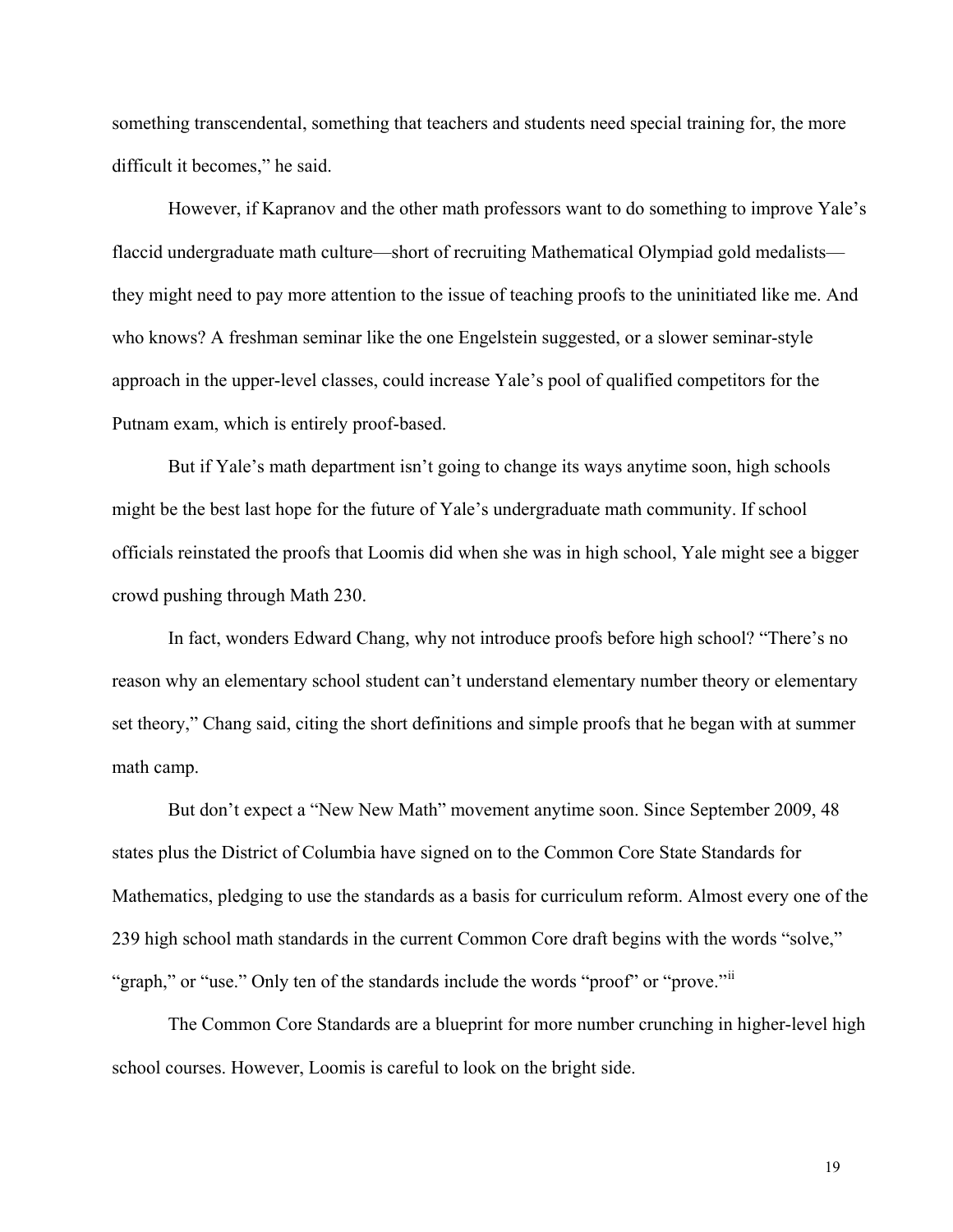something transcendental, something that teachers and students need special training for, the more difficult it becomes," he said.

However, if Kapranov and the other math professors want to do something to improve Yale's flaccid undergraduate math culture—short of recruiting Mathematical Olympiad gold medalists—they might need to pay more attention to the issue of teaching proofs to the uninitiated like me. And who knows? A freshman seminar like the one Engelstein suggested, or a slower seminar-style approach in the upper-level classes, could increase Yale's pool of qualified competitors for the Putnam exam, which is entirely proof-based.

But if Yale's math department isn't going to change its ways anytime soon, high schools might be the best last hope for the future of Yale's undergraduate math community. If school officials reinstated the proofs that Loomis did when she was in high school, Yale might see a bigger crowd pushing through Math 230.

In fact, wonders Edward Chang, why not introduce proofs before high school? "There's no reason why an elementary school student can't understand elementary number theory or elementary set theory," Chang said, citing the short definitions and simple proofs that he began with at summer math camp.

But don't expect a "New New Math" movement anytime soon. Since September 2009, 48 states plus the District of Columbia have signed on to the Common Core State Standards for Mathematics, pledging to use the standards as a basis for curriculum reform. Almost every one of the 239 high school math standards in the current Common Core draft begins with the words "solve," "graph," or "use." Only ten of the standards include the words "proof" or "prove."[ii]

The Common Core Standards are a blueprint for more number crunching in higher-level high school courses. However, Loomis is careful to look on the bright side.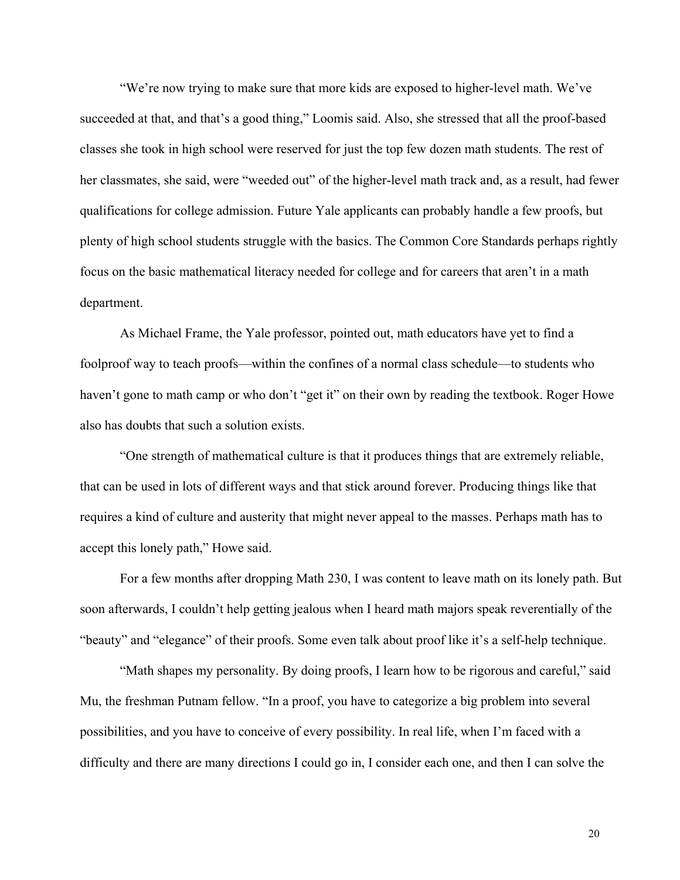"We're now trying to make sure that more kids are exposed to higher-level math. We've succeeded at that, and that's a good thing," Loomis said. Also, she stressed that all the proof-based classes she took in high school were reserved for just the top few dozen math students. The rest of her classmates, she said, were "weeded out" of the higher-level math track and, as a result, had fewer qualifications for college admission. Future Yale applicants can probably handle a few proofs, but plenty of high school students struggle with the basics. The Common Core Standards perhaps rightly focus on the basic mathematical literacy needed for college and for careers that aren't in a math department.

As Michael Frame, the Yale professor, pointed out, math educators have yet to find a foolproof way to teach proofs—within the confines of a normal class schedule—to students who haven't gone to math camp or who don't "get it" on their own by reading the textbook. Roger Howe also has doubts that such a solution exists.

"One strength of mathematical culture is that it produces things that are extremely reliable, that can be used in lots of different ways and that stick around forever. Producing things like that requires a kind of culture and austerity that might never appeal to the masses. Perhaps math has to accept this lonely path," Howe said.

For a few months after dropping Math 230, I was content to leave math on its lonely path. But soon afterwards, I couldn't help getting jealous when I heard math majors speak reverentially of the "beauty" and "elegance" of their proofs. Some even talk about proof like it's a self-help technique.

"Math shapes my personality. By doing proofs, I learn how to be rigorous and careful," said Mu, the freshman Putnam fellow. "In a proof, you have to categorize a big problem into several possibilities, and you have to conceive of every possibility. In real life, when I'm faced with a difficulty and there are many directions I could go in, I consider each one, and then I can solve the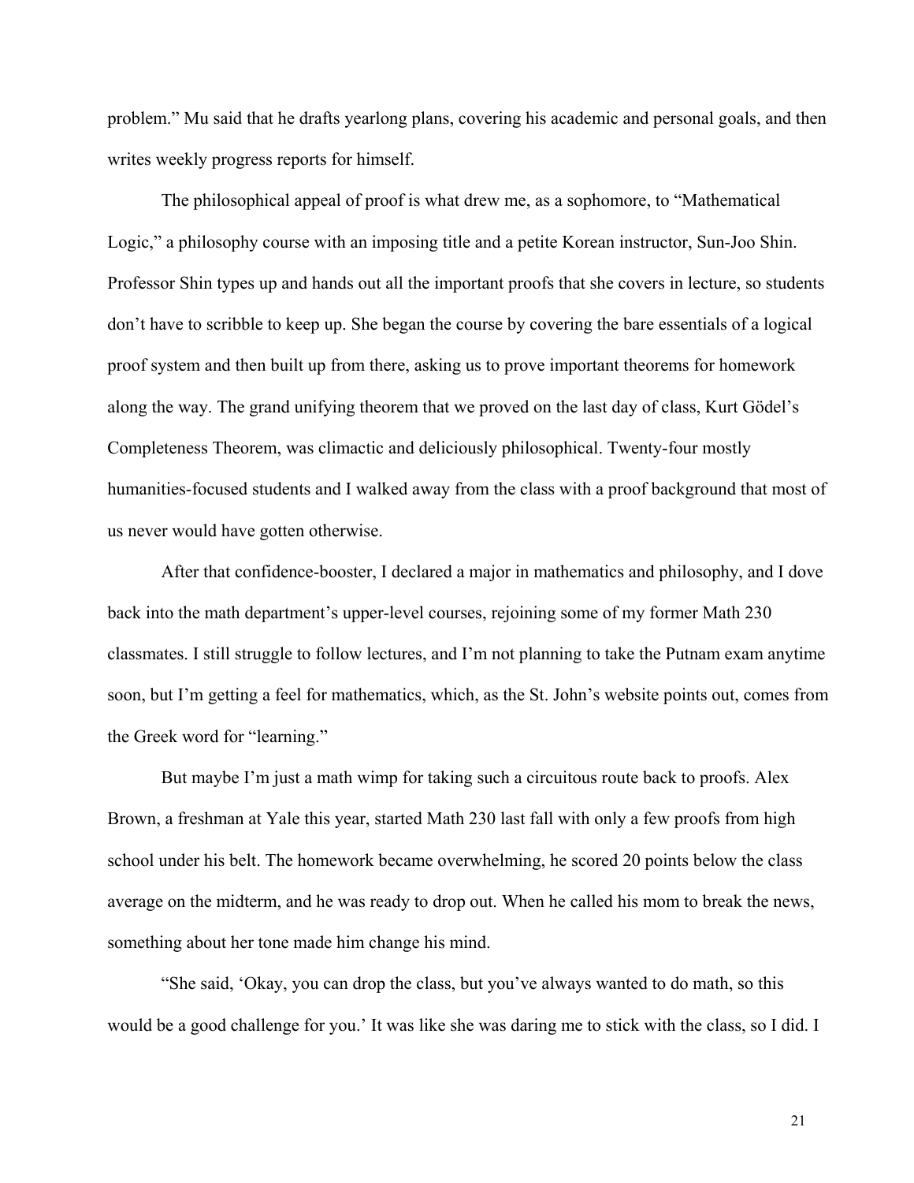problem." Mu said that he drafts yearlong plans, covering his academic and personal goals, and then writes weekly progress reports for himself.

The philosophical appeal of proof is what drew me, as a sophomore, to "Mathematical Logic," a philosophy course with an imposing title and a petite Korean instructor, Sun-Joo Shin. Professor Shin types up and hands out all the important proofs that she covers in lecture, so students don't have to scribble to keep up. She began the course by covering the bare essentials of a logical proof system and then built up from there, asking us to prove important theorems for homework along the way. The grand unifying theorem that we proved on the last day of class, Kurt Gödel's Completeness Theorem, was climactic and deliciously philosophical. Twenty-four mostly humanities-focused students and I walked away from the class with a proof background that most of us never would have gotten otherwise.

After that confidence-booster, I declared a major in mathematics and philosophy, and I dove back into the math department's upper-level courses, rejoining some of my former Math 230 classmates. I still struggle to follow lectures, and I'm not planning to take the Putnam exam anytime soon, but I'm getting a feel for mathematics, which, as the St. John's website points out, comes from the Greek word for "learning."

But maybe I'm just a math wimp for taking such a circuitous route back to proofs. Alex Brown, a freshman at Yale this year, started Math 230 last fall with only a few proofs from high school under his belt. The homework became overwhelming, he scored 20 points below the class average on the midterm, and he was ready to drop out. When he called his mom to break the news, something about her tone made him change his mind.

"She said, 'Okay, you can drop the class, but you've always wanted to do math, so this would be a good challenge for you.' It was like she was daring me to stick with the class, so I did. I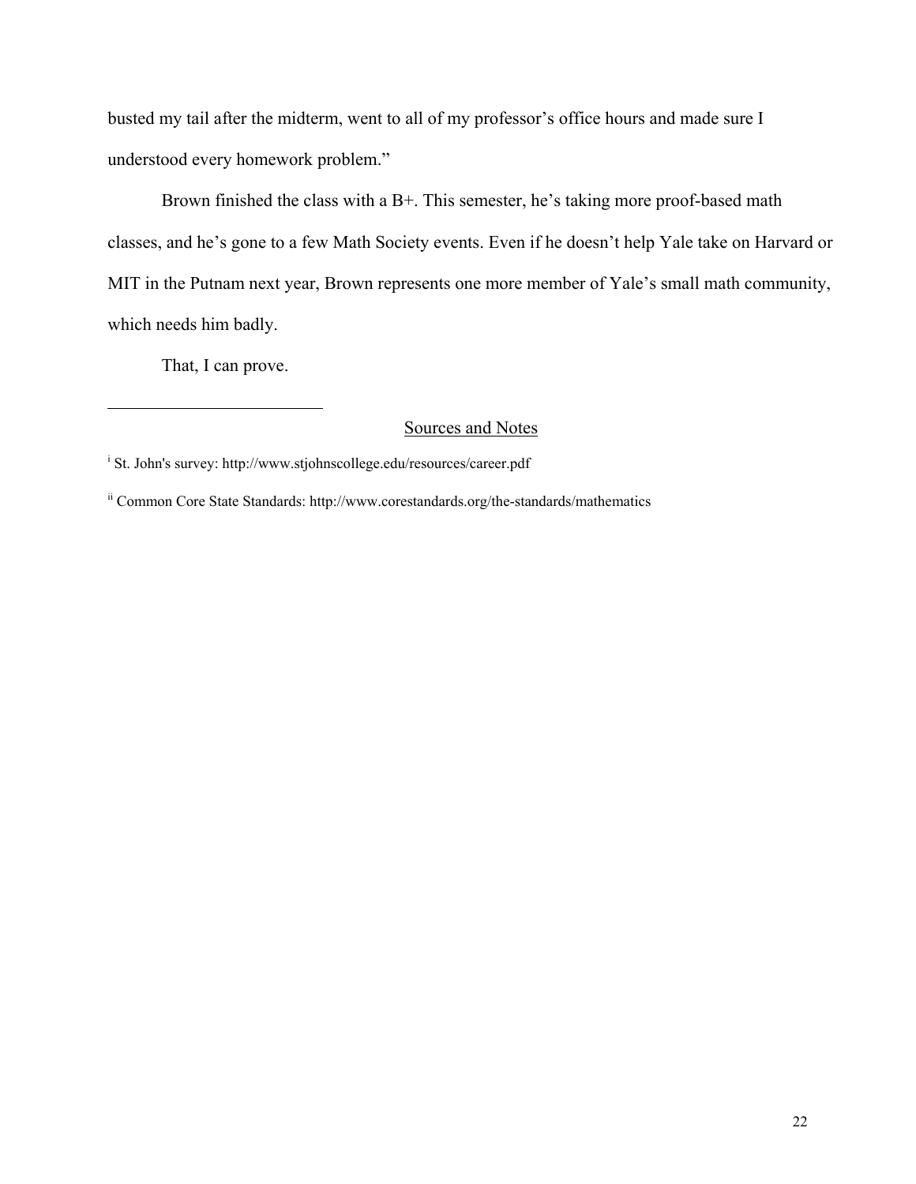busted my tail after the midterm, went to all of my professor's office hours and made sure I understood every homework problem."

Brown finished the class with a B+. This semester, he's taking more proof-based math classes, and he's gone to a few Math Society events. Even if he doesn't help Yale take on Harvard or MIT in the Putnam next year, Brown represents one more member of Yale's small math community, which needs him badly.

That, I can prove.

---

Sources and Notes

[i] St. John's survey: http://www.stjohnscollege.edu/resources/career.pdf

[ii] Common Core State Standards: http://www.corestandards.org/the-standards/mathematics